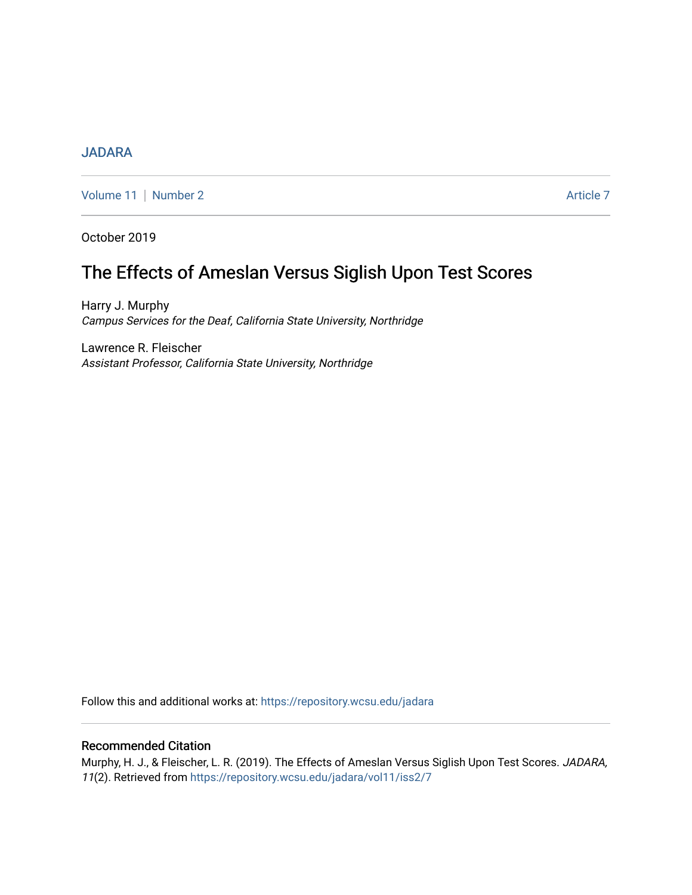JADARA

Volume 11 | Number 2 Article 7

October 2019

# The Effects of Ameslan Versus Siglish Upon Test Scores

Harry J. Murphy
*Campus Services for the Deaf, California State University, Northridge*

Lawrence R. Fleischer
*Assistant Professor, California State University, Northridge*

Follow this and additional works at: https://repository.wcsu.edu/jadara

## Recommended Citation

Murphy, H. J., & Fleischer, L. R. (2019). The Effects of Ameslan Versus Siglish Upon Test Scores. *JADARA, 11*(2). Retrieved from https://repository.wcsu.edu/jadara/vol11/iss2/7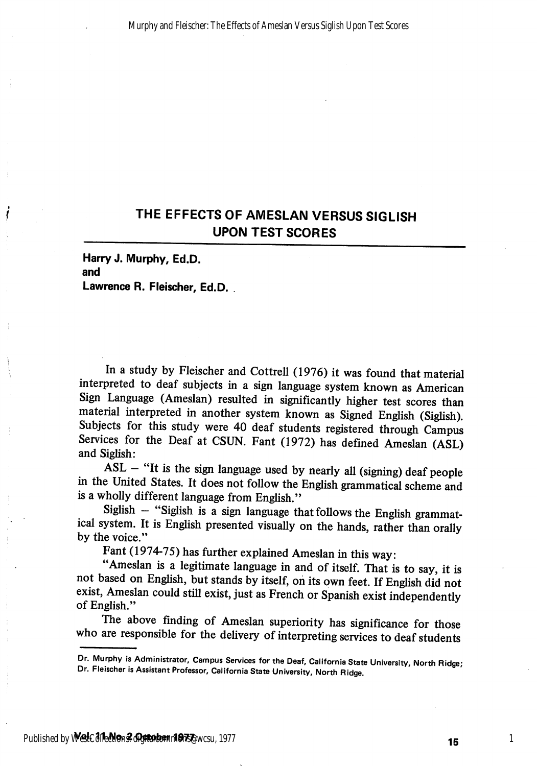# THE EFFECTS OF AMESLAN VERSUS SIGLISH UPON TEST SCORES

**Harry J. Murphy, Ed.D.**
**and**
**Lawrence R. Fleischer, Ed.D.**

In a study by Fleischer and Cottrell (1976) it was found that material interpreted to deaf subjects in a sign language system known as American Sign Language (Ameslan) resulted in significantly higher test scores than material interpreted in another system known as Signed English (Siglish). Subjects for this study were 40 deaf students registered through Campus Services for the Deaf at CSUN. Fant (1972) has defined Ameslan (ASL) and Siglish:

ASL – "It is the sign language used by nearly all (signing) deaf people in the United States. It does not follow the English grammatical scheme and is a wholly different language from English."

Siglish – "Siglish is a sign language that follows the English grammatical system. It is English presented visually on the hands, rather than orally by the voice."

Fant (1974-75) has further explained Ameslan in this way:

"Ameslan is a legitimate language in and of itself. That is to say, it is not based on English, but stands by itself, on its own feet. If English did not exist, Ameslan could still exist, just as French or Spanish exist independently of English."

The above finding of Ameslan superiority has significance for those who are responsible for the delivery of interpreting services to deaf students

---

Dr. Murphy is Administrator, Campus Services for the Deaf, California State University, North Ridge; Dr. Fleischer is Assistant Professor, California State University, North Ridge.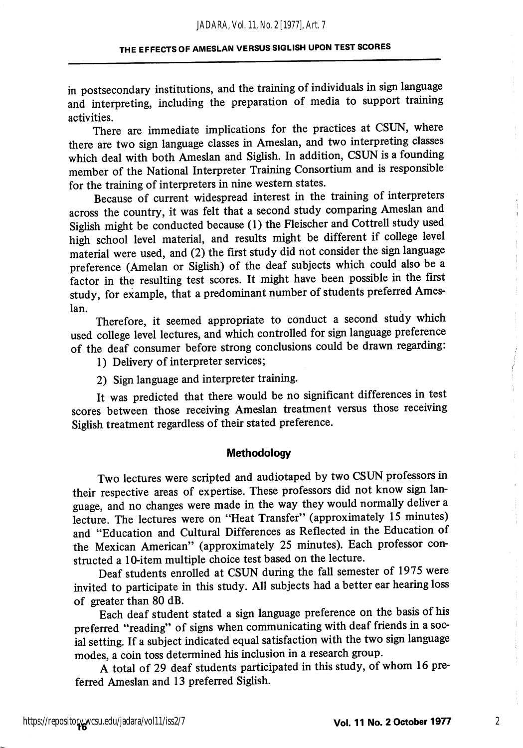in postsecondary institutions, and the training of individuals in sign language and interpreting, including the preparation of media to support training activities.

There are immediate implications for the practices at CSUN, where there are two sign language classes in Ameslan, and two interpreting classes which deal with both Ameslan and Siglish. In addition, CSUN is a founding member of the National Interpreter Training Consortium and is responsible for the training of interpreters in nine western states.

Because of current widespread interest in the training of interpreters across the country, it was felt that a second study comparing Ameslan and Siglish might be conducted because (1) the Fleischer and Cottrell study used high school level material, and results might be different if college level material were used, and (2) the first study did not consider the sign language preference (Amelan or Siglish) of the deaf subjects which could also be a factor in the resulting test scores. It might have been possible in the first study, for example, that a predominant number of students preferred Ameslan.

Therefore, it seemed appropriate to conduct a second study which used college level lectures, and which controlled for sign language preference of the deaf consumer before strong conclusions could be drawn regarding:

1) Delivery of interpreter services;

2) Sign language and interpreter training.

It was predicted that there would be no significant differences in test scores between those receiving Ameslan treatment versus those receiving Siglish treatment regardless of their stated preference.

## Methodology

Two lectures were scripted and audiotaped by two CSUN professors in their respective areas of expertise. These professors did not know sign language, and no changes were made in the way they would normally deliver a lecture. The lectures were on "Heat Transfer" (approximately 15 minutes) and "Education and Cultural Differences as Reflected in the Education of the Mexican American" (approximately 25 minutes). Each professor constructed a 10-item multiple choice test based on the lecture.

Deaf students enrolled at CSUN during the fall semester of 1975 were invited to participate in this study. All subjects had a better ear hearing loss of greater than 80 dB.

Each deaf student stated a sign language preference on the basis of his preferred "reading" of signs when communicating with deaf friends in a social setting. If a subject indicated equal satisfaction with the two sign language modes, a coin toss determined his inclusion in a research group.

A total of 29 deaf students participated in this study, of whom 16 preferred Ameslan and 13 preferred Siglish.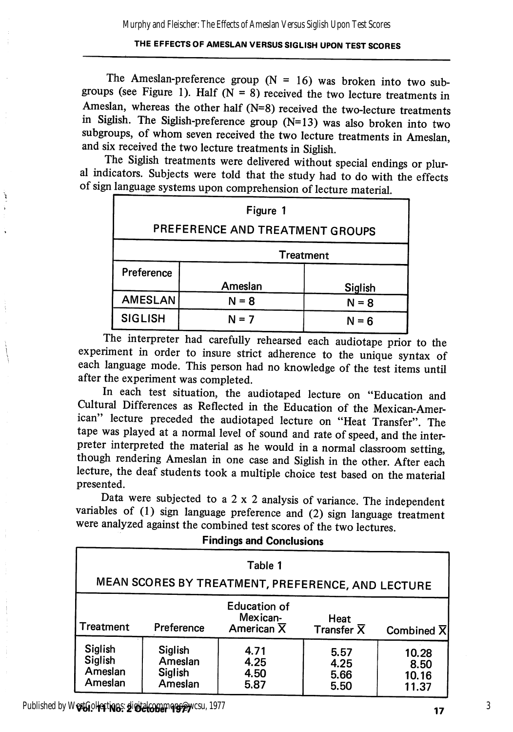The Ameslan-preference group (N = 16) was broken into two subgroups (see Figure 1). Half (N = 8) received the two lecture treatments in Ameslan, whereas the other half (N=8) received the two-lecture treatments in Siglish. The Siglish-preference group (N=13) was also broken into two subgroups, of whom seven received the two lecture treatments in Ameslan, and six received the two lecture treatments in Siglish.

The Siglish treatments were delivered without special endings or plural indicators. Subjects were told that the study had to do with the effects of sign language systems upon comprehension of lecture material.

Figure 1

PREFERENCE AND TREATMENT GROUPS

| Preference | Treatment | |
|---|---|---|
| | Ameslan | Siglish |
| AMESLAN | N = 8 | N = 8 |
| SIGLISH | N = 7 | N = 6 |

The interpreter had carefully rehearsed each audiotape prior to the experiment in order to insure strict adherence to the unique syntax of each language mode. This person had no knowledge of the test items until after the experiment was completed.

In each test situation, the audiotaped lecture on "Education and Cultural Differences as Reflected in the Education of the Mexican-American" lecture preceded the audiotaped lecture on "Heat Transfer". The tape was played at a normal level of sound and rate of speed, and the interpreter interpreted the material as he would in a normal classroom setting, though rendering Ameslan in one case and Siglish in the other. After each lecture, the deaf students took a multiple choice test based on the material presented.

Data were subjected to a 2 x 2 analysis of variance. The independent variables of (1) sign language preference and (2) sign language treatment were analyzed against the combined test scores of the two lectures.

## Findings and Conclusions

Table 1

MEAN SCORES BY TREATMENT, PREFERENCE, AND LECTURE

| Treatment | Preference | Education of Mexican-American $\bar{X}$ | Heat Transfer $\bar{X}$ | Combined $\bar{X}$ |
|---|---|---|---|---|
| Siglish | Siglish | 4.71 | 5.57 | 10.28 |
| Siglish | Ameslan | 4.25 | 4.25 | 8.50 |
| Ameslan | Siglish | 4.50 | 5.66 | 10.16 |
| Ameslan | Ameslan | 5.87 | 5.50 | 11.37 |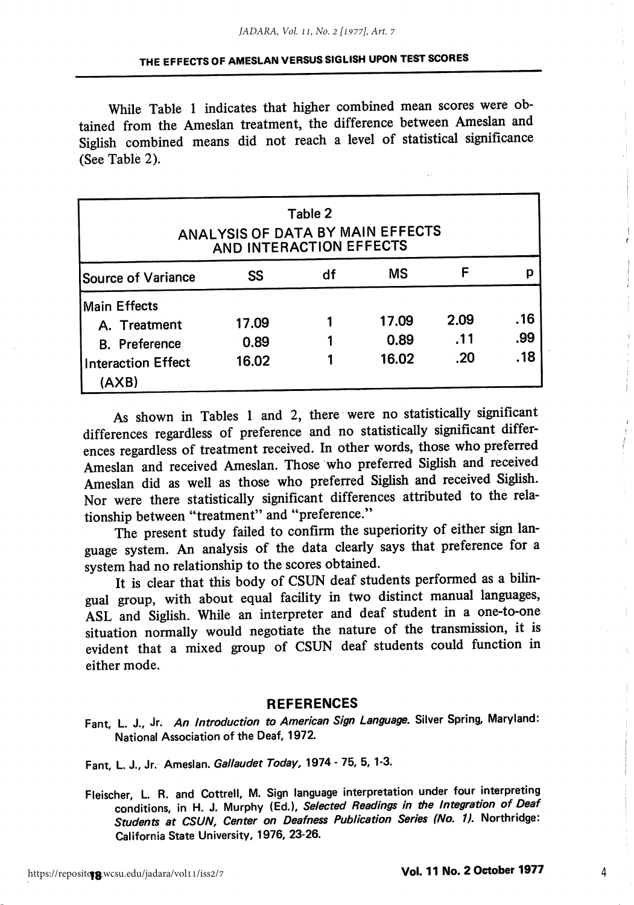While Table 1 indicates that higher combined mean scores were obtained from the Ameslan treatment, the difference between Ameslan and Siglish combined means did not reach a level of statistical significance (See Table 2).

Table 2

ANALYSIS OF DATA BY MAIN EFFECTS AND INTERACTION EFFECTS

| Source of Variance | SS | df | MS | F | p |
|---|---|---|---|---|---|
| Main Effects | | | | | |
| A. Treatment | 17.09 | 1 | 17.09 | 2.09 | .16 |
| B. Preference | 0.89 | 1 | 0.89 | .11 | .99 |
| Interaction Effect (AXB) | 16.02 | 1 | 16.02 | .20 | .18 |

As shown in Tables 1 and 2, there were no statistically significant differences regardless of preference and no statistically significant differences regardless of treatment received. In other words, those who preferred Ameslan and received Ameslan. Those who preferred Siglish and received Ameslan did as well as those who preferred Siglish and received Siglish. Nor were there statistically significant differences attributed to the relationship between "treatment" and "preference."

The present study failed to confirm the superiority of either sign language system. An analysis of the data clearly says that preference for a system had no relationship to the scores obtained.

It is clear that this body of CSUN deaf students performed as a bilingual group, with about equal facility in two distinct manual languages, ASL and Siglish. While an interpreter and deaf student in a one-to-one situation normally would negotiate the nature of the transmission, it is evident that a mixed group of CSUN deaf students could function in either mode.

## REFERENCES

Fant, L. J., Jr. *An Introduction to American Sign Language.* Silver Spring, Maryland: National Association of the Deaf, 1972.

Fant, L. J., Jr. Ameslan. *Gallaudet Today,* 1974 - 75, 5, 1-3.

Fleischer, L. R. and Cottrell, M. Sign language interpretation under four interpreting conditions, in H. J. Murphy (Ed.), *Selected Readings in the Integration of Deaf Students at CSUN, Center on Deafness Publication Series (No. 1).* Northridge: California State University, 1976, 23-26.